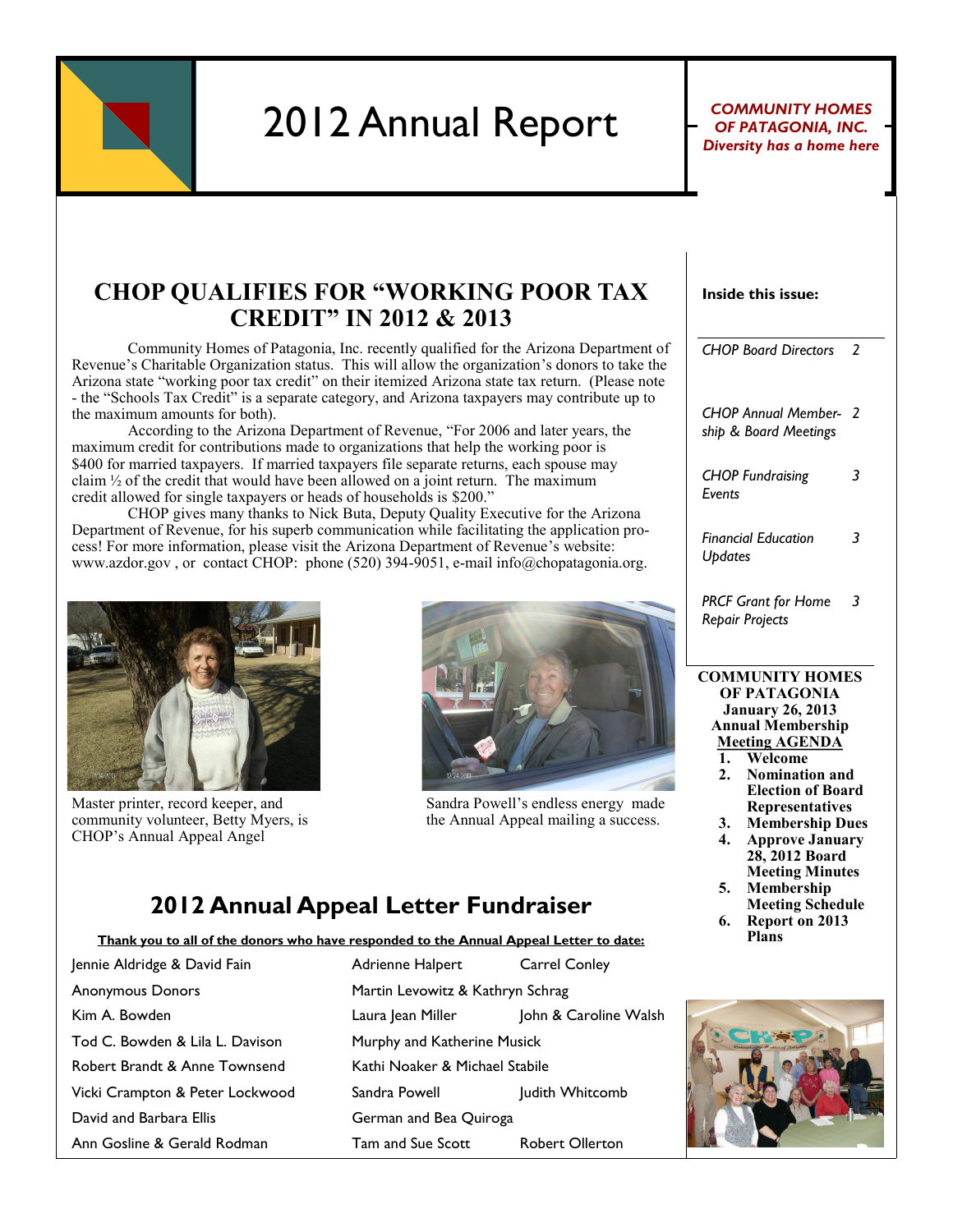# 2012 Annual Report

*COMMUNITY HOMES OF PATAGONIA, INC.*
*Diversity has a home here*

## CHOP QUALIFIES FOR "WORKING POOR TAX CREDIT" IN 2012 & 2013

Community Homes of Patagonia, Inc. recently qualified for the Arizona Department of Revenue's Charitable Organization status. This will allow the organization's donors to take the Arizona state "working poor tax credit" on their itemized Arizona state tax return. (Please note - the "Schools Tax Credit" is a separate category, and Arizona taxpayers may contribute up to the maximum amounts for both).

According to the Arizona Department of Revenue, "For 2006 and later years, the maximum credit for contributions made to organizations that help the working poor is \$400 for married taxpayers. If married taxpayers file separate returns, each spouse may claim ½ of the credit that would have been allowed on a joint return. The maximum credit allowed for single taxpayers or heads of households is \$200."

CHOP gives many thanks to Nick Buta, Deputy Quality Executive for the Arizona Department of Revenue, for his superb communication while facilitating the application process! For more information, please visit the Arizona Department of Revenue's website: www.azdor.gov , or contact CHOP: phone (520) 394-9051, e-mail info@chopatagonia.org.

Master printer, record keeper, and community volunteer, Betty Myers, is CHOP's Annual Appeal Angel

Sandra Powell's endless energy made the Annual Appeal mailing a success.

## 2012 Annual Appeal Letter Fundraiser

**Thank you to all of the donors who have responded to the Annual Appeal Letter to date:**

- Jennie Aldridge & David Fain
- Anonymous Donors
- Kim A. Bowden
- Tod C. Bowden & Lila L. Davison
- Robert Brandt & Anne Townsend
- Vicki Crampton & Peter Lockwood
- David and Barbara Ellis
- Ann Gosline & Gerald Rodman
- Adrienne Halpert
- Carrel Conley
- Martin Levowitz & Kathryn Schrag
- Laura Jean Miller
- John & Caroline Walsh
- Murphy and Katherine Musick
- Kathi Noaker & Michael Stabile
- Sandra Powell
- Judith Whitcomb
- German and Bea Quiroga
- Tam and Sue Scott
- Robert Ollerton

**Inside this issue:**

| | |
|---|---|
| *CHOP Board Directors* | 2 |
| *CHOP Annual Membership & Board Meetings* | 2 |
| *CHOP Fundraising Events* | 3 |
| *Financial Education Updates* | 3 |
| *PRCF Grant for Home Repair Projects* | 3 |

**COMMUNITY HOMES OF PATAGONIA**
**January 26, 2013**
**Annual Membership Meeting AGENDA**

1. **Welcome**
2. **Nomination and Election of Board Representatives**
3. **Membership Dues**
4. **Approve January 28, 2012 Board Meeting Minutes**
5. **Membership Meeting Schedule**
6. **Report on 2013 Plans**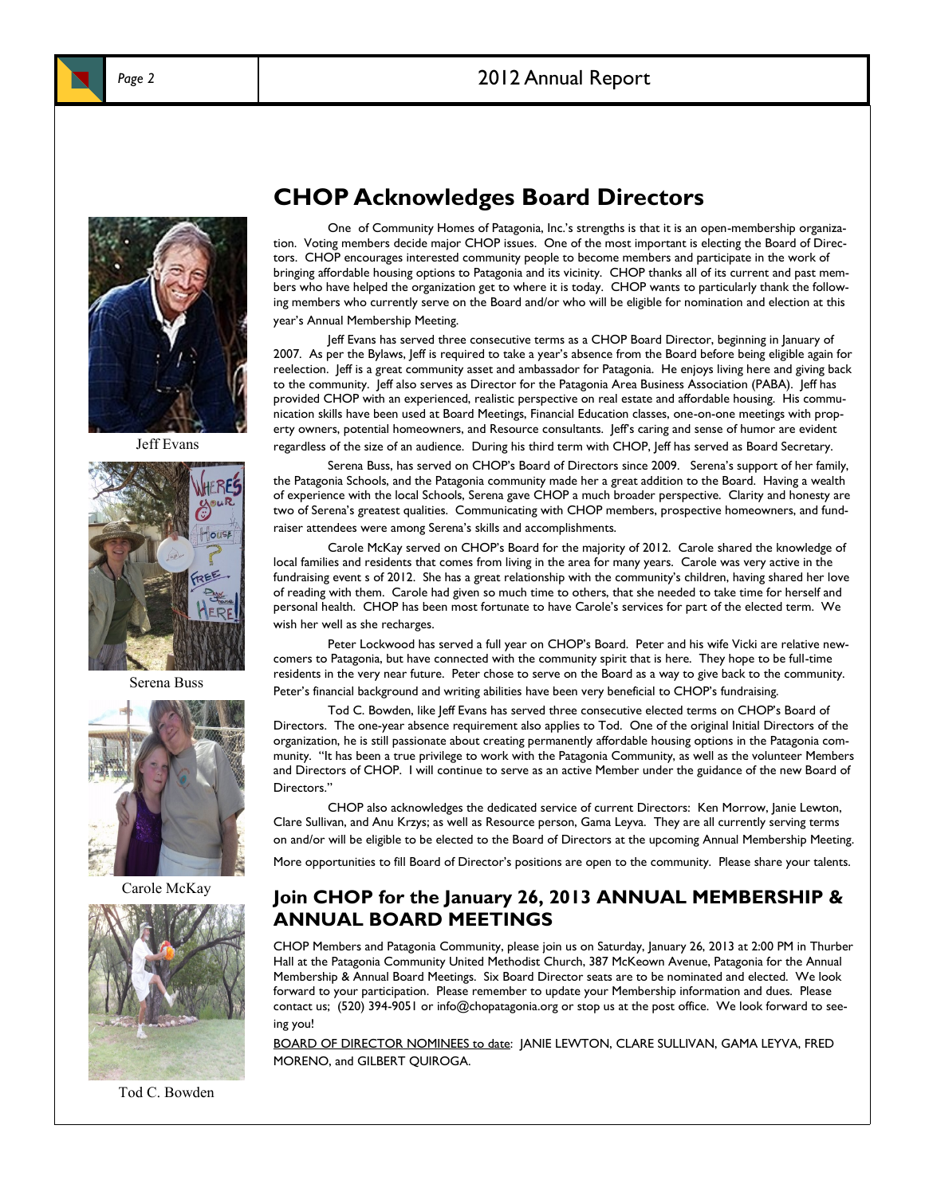## CHOP Acknowledges Board Directors

One of Community Homes of Patagonia, Inc.'s strengths is that it is an open-membership organization. Voting members decide major CHOP issues. One of the most important is electing the Board of Directors. CHOP encourages interested community people to become members and participate in the work of bringing affordable housing options to Patagonia and its vicinity. CHOP thanks all of its current and past members who have helped the organization get to where it is today. CHOP wants to particularly thank the following members who currently serve on the Board and/or who will be eligible for nomination and election at this year's Annual Membership Meeting.

Jeff Evans has served three consecutive terms as a CHOP Board Director, beginning in January of 2007. As per the Bylaws, Jeff is required to take a year's absence from the Board before being eligible again for reelection. Jeff is a great community asset and ambassador for Patagonia. He enjoys living here and giving back to the community. Jeff also serves as Director for the Patagonia Area Business Association (PABA). Jeff has provided CHOP with an experienced, realistic perspective on real estate and affordable housing. His communication skills have been used at Board Meetings, Financial Education classes, one-on-one meetings with property owners, potential homeowners, and Resource consultants. Jeff's caring and sense of humor are evident regardless of the size of an audience. During his third term with CHOP, Jeff has served as Board Secretary.

Serena Buss, has served on CHOP's Board of Directors since 2009. Serena's support of her family, the Patagonia Schools, and the Patagonia community made her a great addition to the Board. Having a wealth of experience with the local Schools, Serena gave CHOP a much broader perspective. Clarity and honesty are two of Serena's greatest qualities. Communicating with CHOP members, prospective homeowners, and fundraiser attendees were among Serena's skills and accomplishments.

Carole McKay served on CHOP's Board for the majority of 2012. Carole shared the knowledge of local families and residents that comes from living in the area for many years. Carole was very active in the fundraising event s of 2012. She has a great relationship with the community's children, having shared her love of reading with them. Carole had given so much time to others, that she needed to take time for herself and personal health. CHOP has been most fortunate to have Carole's services for part of the elected term. We wish her well as she recharges.

Peter Lockwood has served a full year on CHOP's Board. Peter and his wife Vicki are relative newcomers to Patagonia, but have connected with the community spirit that is here. They hope to be full-time residents in the very near future. Peter chose to serve on the Board as a way to give back to the community. Peter's financial background and writing abilities have been very beneficial to CHOP's fundraising.

Tod C. Bowden, like Jeff Evans has served three consecutive elected terms on CHOP's Board of Directors. The one-year absence requirement also applies to Tod. One of the original Initial Directors of the organization, he is still passionate about creating permanently affordable housing options in the Patagonia community. "It has been a true privilege to work with the Patagonia Community, as well as the volunteer Members and Directors of CHOP. I will continue to serve as an active Member under the guidance of the new Board of Directors."

CHOP also acknowledges the dedicated service of current Directors: Ken Morrow, Janie Lewton, Clare Sullivan, and Anu Krzys; as well as Resource person, Gama Leyva. They are all currently serving terms on and/or will be eligible to be elected to the Board of Directors at the upcoming Annual Membership Meeting.

More opportunities to fill Board of Director's positions are open to the community. Please share your talents.

Jeff Evans

Serena Buss

Carole McKay

Tod C. Bowden

### Join CHOP for the January 26, 2013 ANNUAL MEMBERSHIP & ANNUAL BOARD MEETINGS

CHOP Members and Patagonia Community, please join us on Saturday, January 26, 2013 at 2:00 PM in Thurber Hall at the Patagonia Community United Methodist Church, 387 McKeown Avenue, Patagonia for the Annual Membership & Annual Board Meetings. Six Board Director seats are to be nominated and elected. We look forward to your participation. Please remember to update your Membership information and dues. Please contact us; (520) 394-9051 or info@chopatagonia.org or stop us at the post office. We look forward to seeing you!

BOARD OF DIRECTOR NOMINEES to date: JANIE LEWTON, CLARE SULLIVAN, GAMA LEYVA, FRED MORENO, and GILBERT QUIROGA.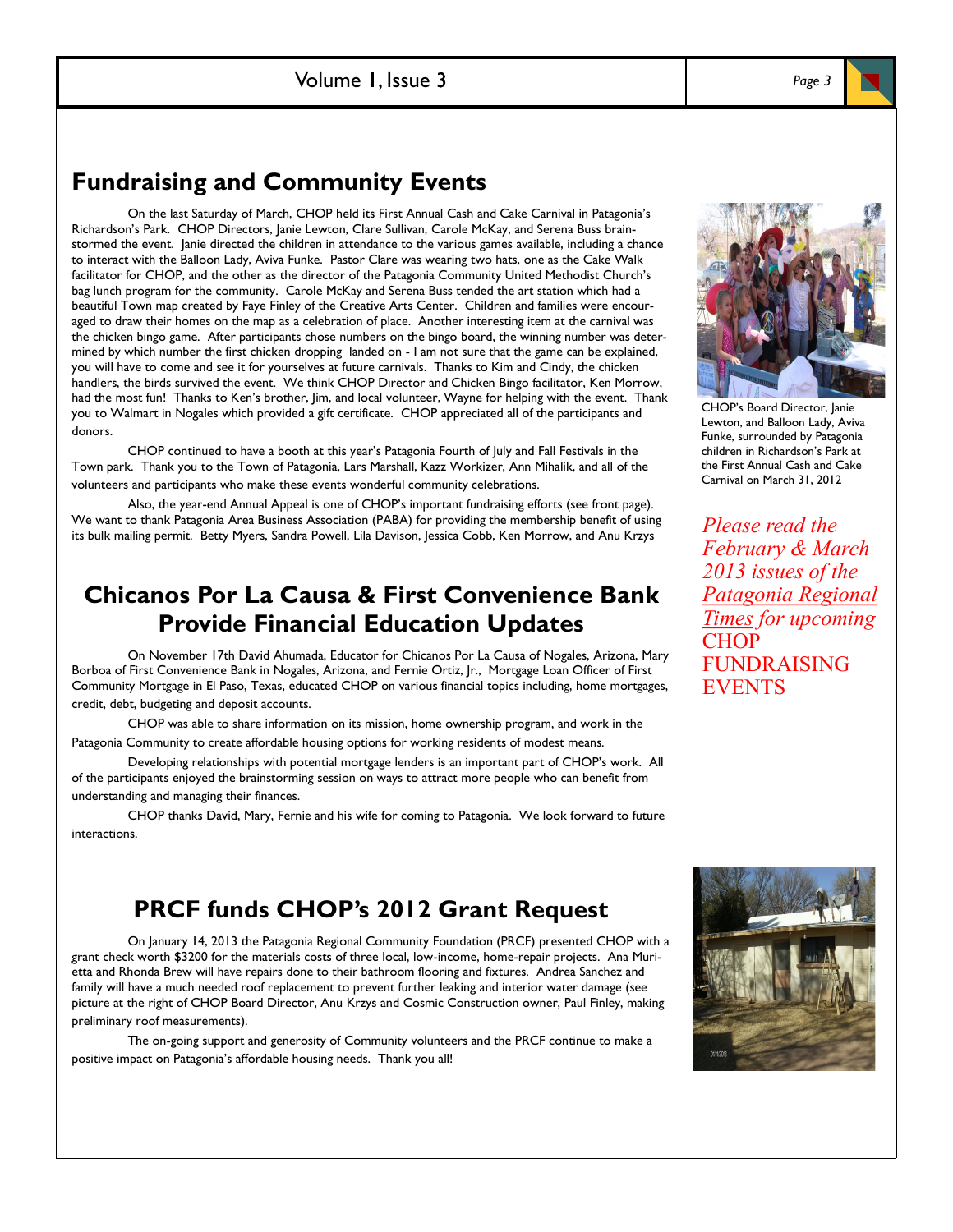## Fundraising and Community Events

On the last Saturday of March, CHOP held its First Annual Cash and Cake Carnival in Patagonia's Richardson's Park. CHOP Directors, Janie Lewton, Clare Sullivan, Carole McKay, and Serena Buss brainstormed the event. Janie directed the children in attendance to the various games available, including a chance to interact with the Balloon Lady, Aviva Funke. Pastor Clare was wearing two hats, one as the Cake Walk facilitator for CHOP, and the other as the director of the Patagonia Community United Methodist Church's bag lunch program for the community. Carole McKay and Serena Buss tended the art station which had a beautiful Town map created by Faye Finley of the Creative Arts Center. Children and families were encouraged to draw their homes on the map as a celebration of place. Another interesting item at the carnival was the chicken bingo game. After participants chose numbers on the bingo board, the winning number was determined by which number the first chicken dropping landed on - I am not sure that the game can be explained, you will have to come and see it for yourselves at future carnivals. Thanks to Kim and Cindy, the chicken handlers, the birds survived the event. We think CHOP Director and Chicken Bingo facilitator, Ken Morrow, had the most fun! Thanks to Ken's brother, Jim, and local volunteer, Wayne for helping with the event. Thank you to Walmart in Nogales which provided a gift certificate. CHOP appreciated all of the participants and donors.

CHOP continued to have a booth at this year's Patagonia Fourth of July and Fall Festivals in the Town park. Thank you to the Town of Patagonia, Lars Marshall, Kazz Workizer, Ann Mihalik, and all of the volunteers and participants who make these events wonderful community celebrations.

Also, the year-end Annual Appeal is one of CHOP's important fundraising efforts (see front page). We want to thank Patagonia Area Business Association (PABA) for providing the membership benefit of using its bulk mailing permit. Betty Myers, Sandra Powell, Lila Davison, Jessica Cobb, Ken Morrow, and Anu Krzys

CHOP's Board Director, Janie Lewton, and Balloon Lady, Aviva Funke, surrounded by Patagonia children in Richardson's Park at the First Annual Cash and Cake Carnival on March 31, 2012

*Please read the February & March 2013 issues of the Patagonia Regional Times for upcoming* CHOP FUNDRAISING EVENTS

## Chicanos Por La Causa & First Convenience Bank Provide Financial Education Updates

On November 17th David Ahumada, Educator for Chicanos Por La Causa of Nogales, Arizona, Mary Borboa of First Convenience Bank in Nogales, Arizona, and Fernie Ortiz, Jr., Mortgage Loan Officer of First Community Mortgage in El Paso, Texas, educated CHOP on various financial topics including, home mortgages, credit, debt, budgeting and deposit accounts.

CHOP was able to share information on its mission, home ownership program, and work in the Patagonia Community to create affordable housing options for working residents of modest means.

Developing relationships with potential mortgage lenders is an important part of CHOP's work. All of the participants enjoyed the brainstorming session on ways to attract more people who can benefit from understanding and managing their finances.

CHOP thanks David, Mary, Fernie and his wife for coming to Patagonia. We look forward to future interactions.

## PRCF funds CHOP's 2012 Grant Request

On January 14, 2013 the Patagonia Regional Community Foundation (PRCF) presented CHOP with a grant check worth $3200 for the materials costs of three local, low-income, home-repair projects. Ana Murietta and Rhonda Brew will have repairs done to their bathroom flooring and fixtures. Andrea Sanchez and family will have a much needed roof replacement to prevent further leaking and interior water damage (see picture at the right of CHOP Board Director, Anu Krzys and Cosmic Construction owner, Paul Finley, making preliminary roof measurements).

The on-going support and generosity of Community volunteers and the PRCF continue to make a positive impact on Patagonia's affordable housing needs. Thank you all!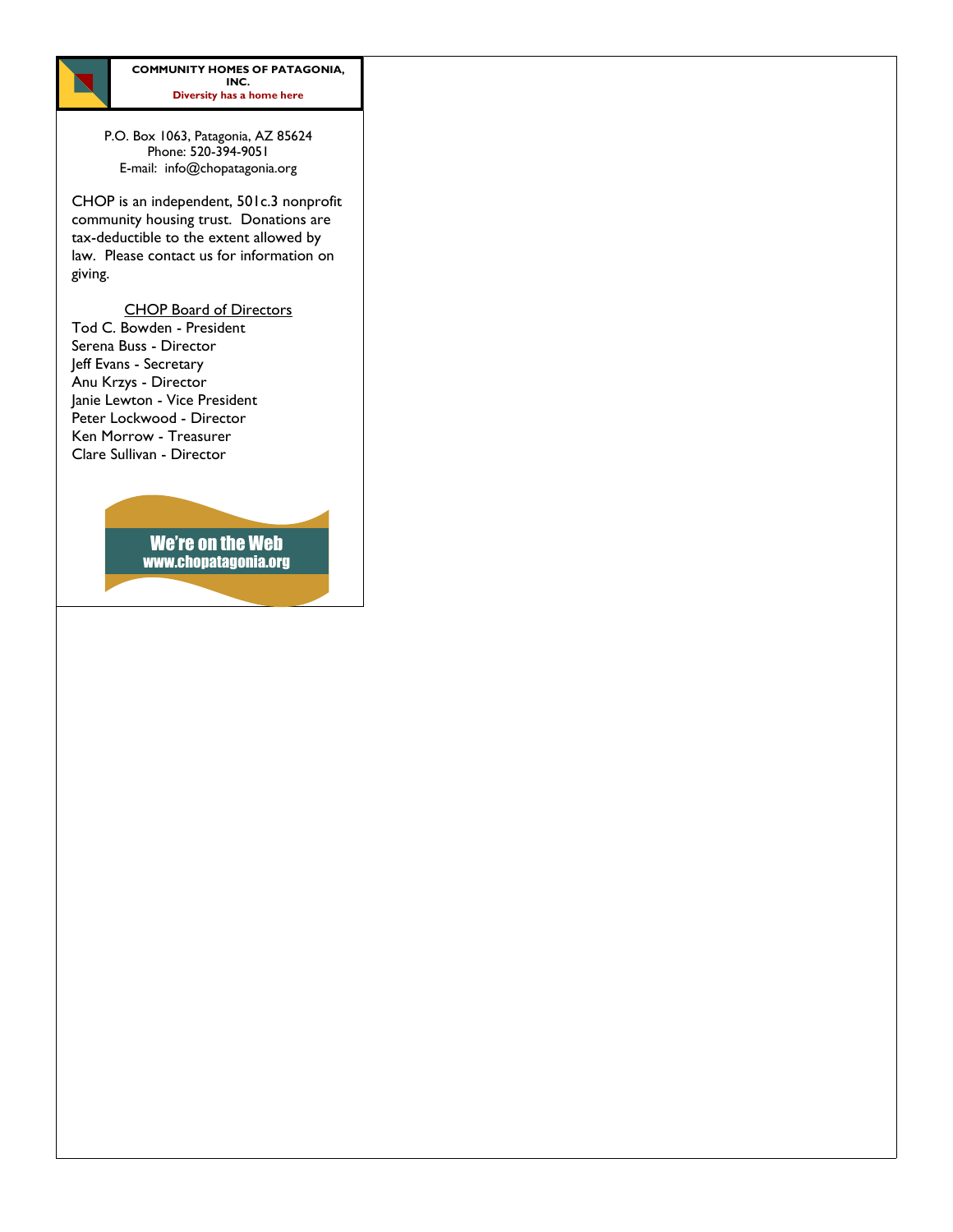**COMMUNITY HOMES OF PATAGONIA, INC.**

**Diversity has a home here**

P.O. Box 1063, Patagonia, AZ 85624
Phone: 520-394-9051
E-mail: info@chopatagonia.org

CHOP is an independent, 501c.3 nonprofit community housing trust. Donations are tax-deductible to the extent allowed by law. Please contact us for information on giving.

CHOP Board of Directors

Tod C. Bowden - President
Serena Buss - Director
Jeff Evans - Secretary
Anu Krzys - Director
Janie Lewton - Vice President
Peter Lockwood - Director
Ken Morrow - Treasurer
Clare Sullivan - Director

We're on the Web
www.chopatagonia.org